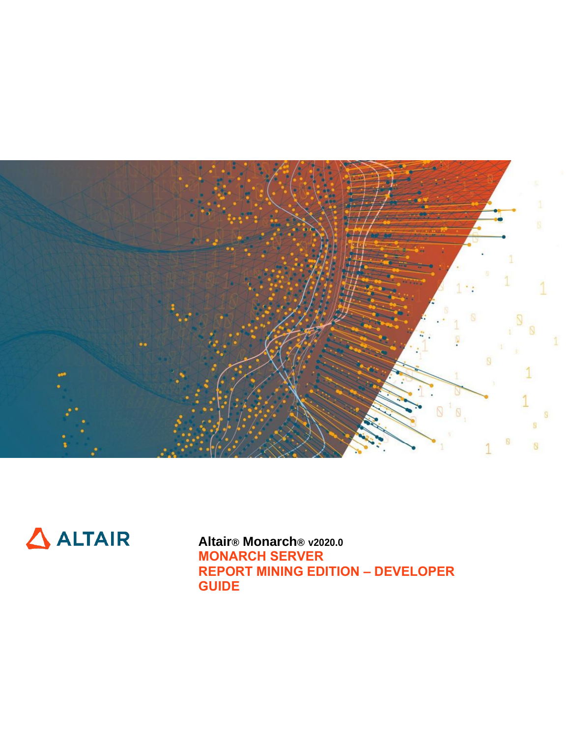ALTAIR

**Altair® Monarch® v2020.0**

# MONARCH SERVER
# REPORT MINING EDITION – DEVELOPER GUIDE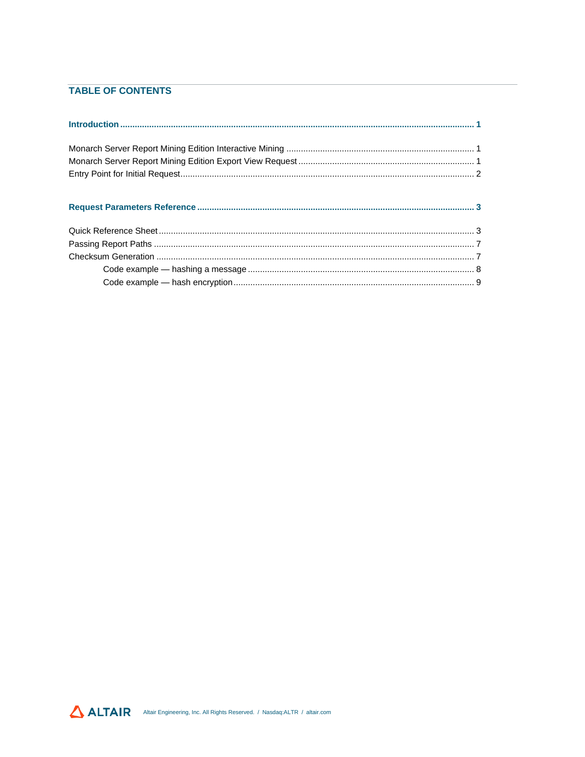## TABLE OF CONTENTS

**Introduction** ........................................................................................................................................ **1**

Monarch Server Report Mining Edition Interactive Mining ............................................................................ 1
Monarch Server Report Mining Edition Export View Request ........................................................................ 1
Entry Point for Initial Request........................................................................................................................ 2

**Request Parameters Reference** ................................................................................................................ **3**

Quick Reference Sheet .................................................................................................................................. 3
Passing Report Paths .................................................................................................................................... 7
Checksum Generation ................................................................................................................................... 7
- Code example — hashing a message ............................................................................................ 8
- Code example — hash encryption .................................................................................................. 9

Altair Engineering, Inc. All Rights Reserved. / Nasdaq:ALTR / altair.com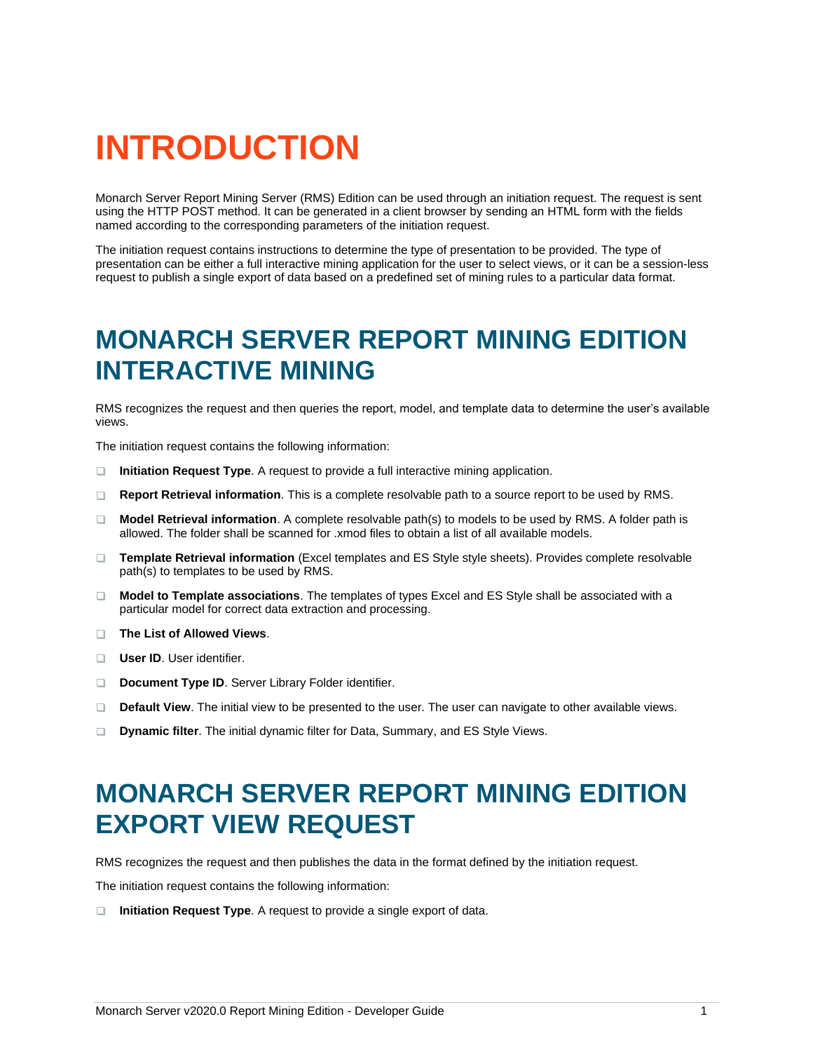# INTRODUCTION

Monarch Server Report Mining Server (RMS) Edition can be used through an initiation request. The request is sent using the HTTP POST method. It can be generated in a client browser by sending an HTML form with the fields named according to the corresponding parameters of the initiation request.

The initiation request contains instructions to determine the type of presentation to be provided. The type of presentation can be either a full interactive mining application for the user to select views, or it can be a session-less request to publish a single export of data based on a predefined set of mining rules to a particular data format.

# MONARCH SERVER REPORT MINING EDITION INTERACTIVE MINING

RMS recognizes the request and then queries the report, model, and template data to determine the user's available views.

The initiation request contains the following information:

- **Initiation Request Type**. A request to provide a full interactive mining application.
- **Report Retrieval information**. This is a complete resolvable path to a source report to be used by RMS.
- **Model Retrieval information**. A complete resolvable path(s) to models to be used by RMS. A folder path is allowed. The folder shall be scanned for .xmod files to obtain a list of all available models.
- **Template Retrieval information** (Excel templates and ES Style style sheets). Provides complete resolvable path(s) to templates to be used by RMS.
- **Model to Template associations**. The templates of types Excel and ES Style shall be associated with a particular model for correct data extraction and processing.
- **The List of Allowed Views**.
- **User ID**. User identifier.
- **Document Type ID**. Server Library Folder identifier.
- **Default View**. The initial view to be presented to the user. The user can navigate to other available views.
- **Dynamic filter**. The initial dynamic filter for Data, Summary, and ES Style Views.

# MONARCH SERVER REPORT MINING EDITION EXPORT VIEW REQUEST

RMS recognizes the request and then publishes the data in the format defined by the initiation request.

The initiation request contains the following information:

- **Initiation Request Type**. A request to provide a single export of data.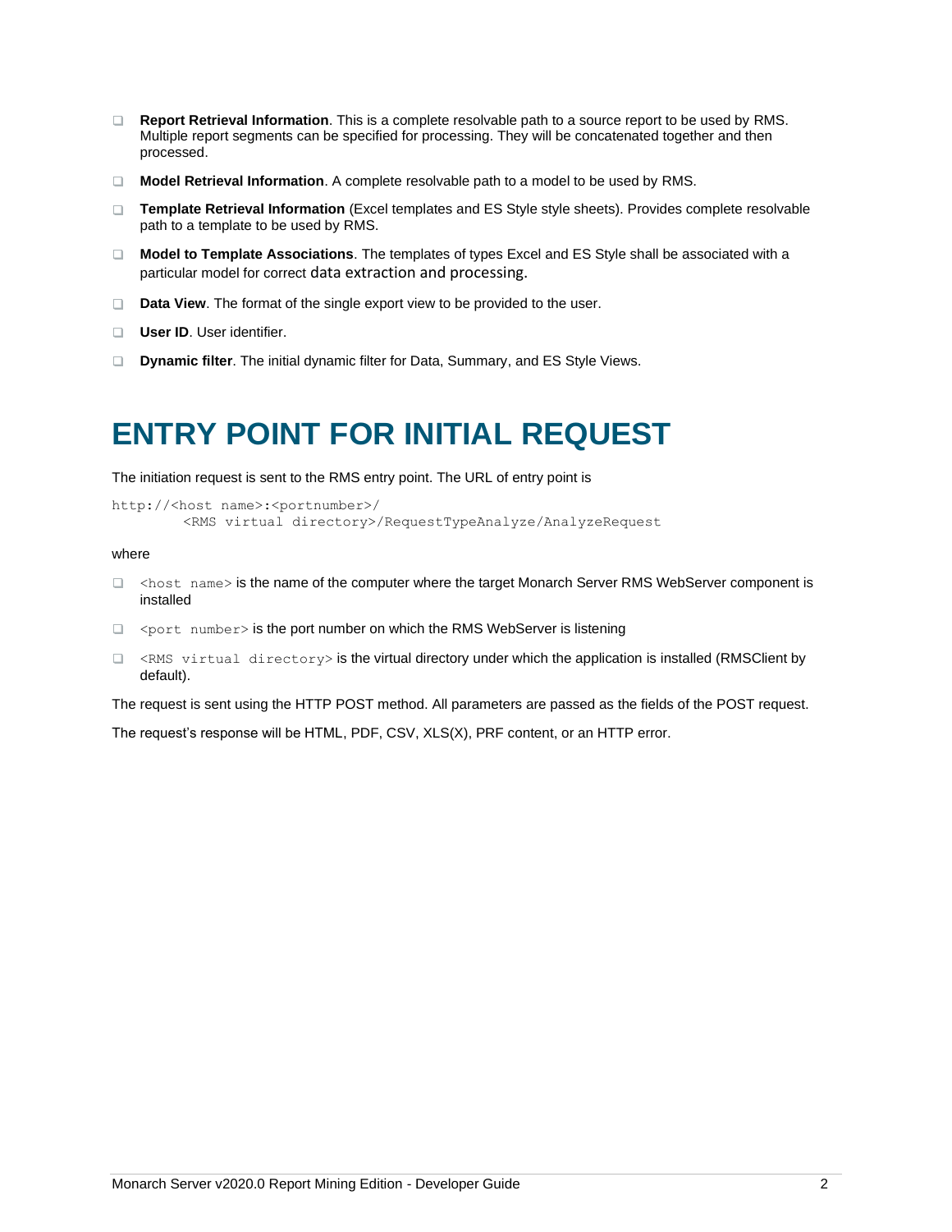- **Report Retrieval Information**. This is a complete resolvable path to a source report to be used by RMS. Multiple report segments can be specified for processing. They will be concatenated together and then processed.
- **Model Retrieval Information**. A complete resolvable path to a model to be used by RMS.
- **Template Retrieval Information** (Excel templates and ES Style style sheets). Provides complete resolvable path to a template to be used by RMS.
- **Model to Template Associations**. The templates of types Excel and ES Style shall be associated with a particular model for correct data extraction and processing.
- **Data View**. The format of the single export view to be provided to the user.
- **User ID**. User identifier.
- **Dynamic filter**. The initial dynamic filter for Data, Summary, and ES Style Views.

# ENTRY POINT FOR INITIAL REQUEST

The initiation request is sent to the RMS entry point. The URL of entry point is

```
http://<host name>:<portnumber>/
        <RMS virtual directory>/RequestTypeAnalyze/AnalyzeRequest
```

where

- `<host name>` is the name of the computer where the target Monarch Server RMS WebServer component is installed
- `<port number>` is the port number on which the RMS WebServer is listening
- `<RMS virtual directory>` is the virtual directory under which the application is installed (RMSClient by default).

The request is sent using the HTTP POST method. All parameters are passed as the fields of the POST request.

The request's response will be HTML, PDF, CSV, XLS(X), PRF content, or an HTTP error.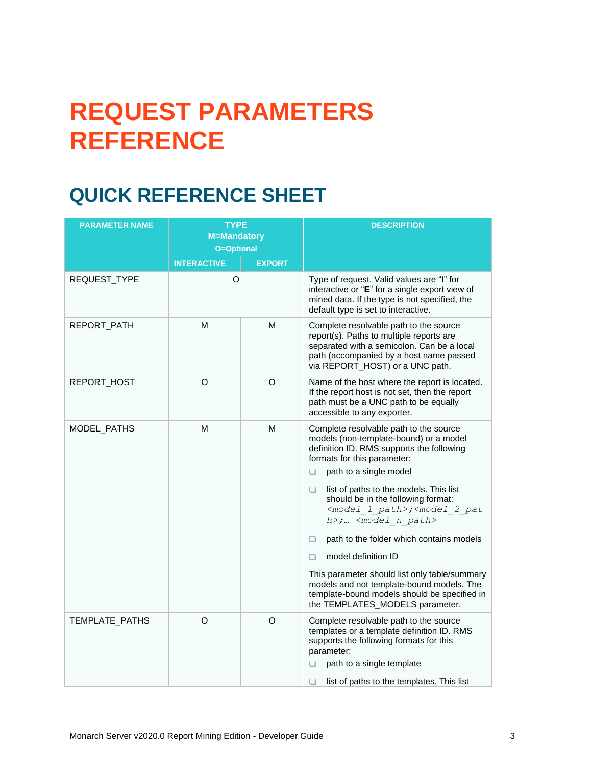# REQUEST PARAMETERS REFERENCE

## QUICK REFERENCE SHEET

| PARAMETER NAME | TYPE M=Mandatory O=Optional | | DESCRIPTION |
|---|---|---|---|
| | INTERACTIVE | EXPORT | |
| REQUEST_TYPE | O | | Type of request. Valid values are "**I**" for interactive or "**E**" for a single export view of mined data. If the type is not specified, the default type is set to interactive. |
| REPORT_PATH | M | M | Complete resolvable path to the source report(s). Paths to multiple reports are separated with a semicolon. Can be a local path (accompanied by a host name passed via REPORT_HOST) or a UNC path. |
| REPORT_HOST | O | O | Name of the host where the report is located. If the report host is not set, then the report path must be a UNC path to be equally accessible to any exporter. |
| MODEL_PATHS | M | M | Complete resolvable path to the source models (non-template-bound) or a model definition ID. RMS supports the following formats for this parameter:<br>❑ path to a single model<br>❑ list of paths to the models. This list should be in the following format: *<model_1_path>;<model_2_path>;… <model_n_path>*<br>❑ path to the folder which contains models<br>❑ model definition ID<br>This parameter should list only table/summary models and not template-bound models. The template-bound models should be specified in the TEMPLATES_MODELS parameter. |
| TEMPLATE_PATHS | O | O | Complete resolvable path to the source templates or a template definition ID. RMS supports the following formats for this parameter:<br>❑ path to a single template<br>❑ list of paths to the templates. This list |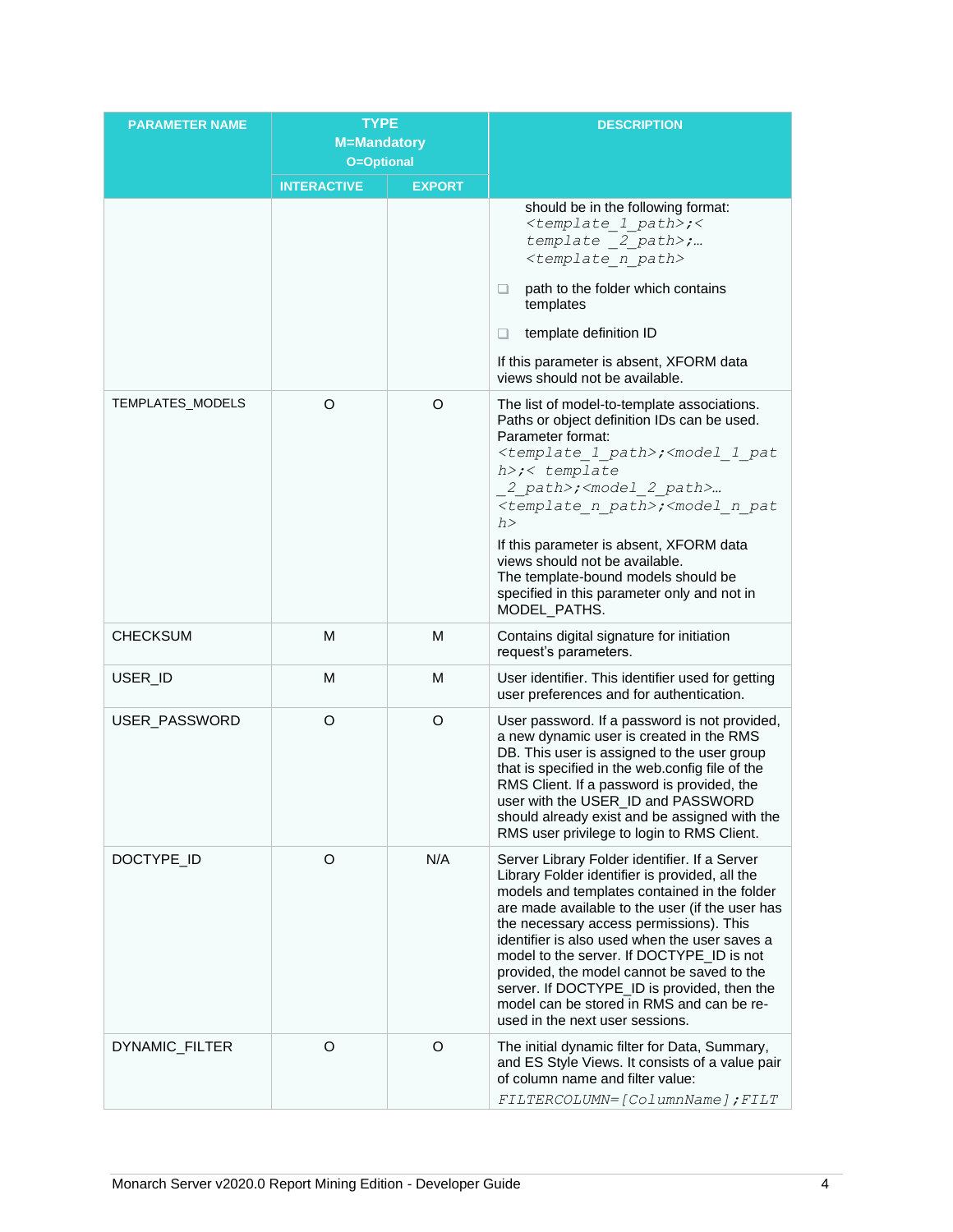| PARAMETER NAME | TYPE M=Mandatory O=Optional | | DESCRIPTION |
|---|---|---|---|
| | INTERACTIVE | EXPORT | |
| | | | should be in the following format: *<template_1_path>;<template _2_path>;… <template_n_path>*<br>❑ path to the folder which contains templates<br>❑ template definition ID<br>If this parameter is absent, XFORM data views should not be available. |
| TEMPLATES_MODELS | O | O | The list of model-to-template associations. Paths or object definition IDs can be used. Parameter format: *<template_1_path>;<model_1_path>;< template _2_path>;<model_2_path>… <template_n_path>;<model_n_path>*<br>If this parameter is absent, XFORM data views should not be available. The template-bound models should be specified in this parameter only and not in MODEL_PATHS. |
| CHECKSUM | M | M | Contains digital signature for initiation request's parameters. |
| USER_ID | M | M | User identifier. This identifier used for getting user preferences and for authentication. |
| USER_PASSWORD | O | O | User password. If a password is not provided, a new dynamic user is created in the RMS DB. This user is assigned to the user group that is specified in the web.config file of the RMS Client. If a password is provided, the user with the USER_ID and PASSWORD should already exist and be assigned with the RMS user privilege to login to RMS Client. |
| DOCTYPE_ID | O | N/A | Server Library Folder identifier. If a Server Library Folder identifier is provided, all the models and templates contained in the folder are made available to the user (if the user has the necessary access permissions). This identifier is also used when the user saves a model to the server. If DOCTYPE_ID is not provided, the model cannot be saved to the server. If DOCTYPE_ID is provided, then the model can be stored in RMS and can be re-used in the next user sessions. |
| DYNAMIC_FILTER | O | O | The initial dynamic filter for Data, Summary, and ES Style Views. It consists of a value pair of column name and filter value: *FILTERCOLUMN=[ColumnName];FILT* |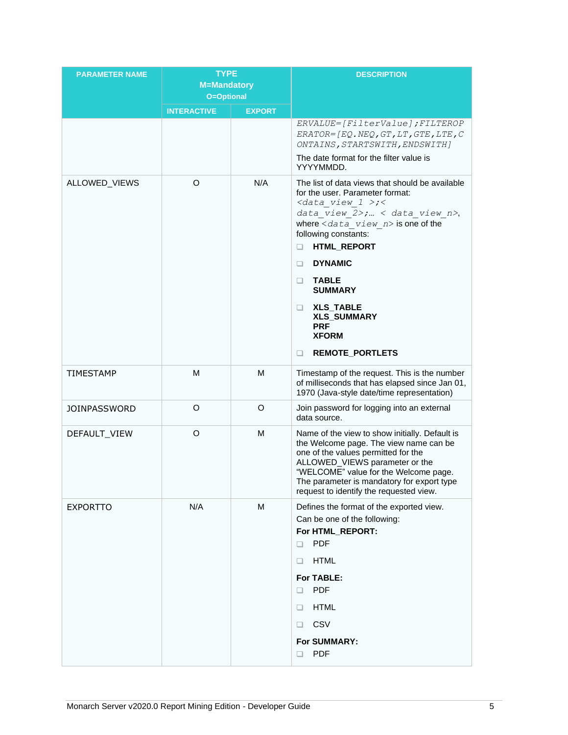| PARAMETER NAME | TYPE M=Mandatory O=Optional | | DESCRIPTION |
|---|---|---|---|
| | INTERACTIVE | EXPORT | |
| | | | *ERVALUE=[FilterValue];FILTEROPERATOR=[EQ.NEQ,GT,LT,GTE,LTE,CONTAINS,STARTSWITH,ENDSWITH]* <br> The date format for the filter value is YYYYMMDD. |
| ALLOWED_VIEWS | O | N/A | The list of data views that should be available for the user. Parameter format: *<data_view_1 >;< data_view_2>;… < data_view_n>*, where *<data_view_n>* is one of the following constants: <br> ❑ **HTML_REPORT** <br> ❑ **DYNAMIC** <br> ❑ **TABLE** **SUMMARY** <br> ❑ **XLS_TABLE** **XLS_SUMMARY** **PRF** **XFORM** <br> ❑ **REMOTE_PORTLETS** |
| TIMESTAMP | M | M | Timestamp of the request. This is the number of milliseconds that has elapsed since Jan 01, 1970 (Java-style date/time representation) |
| JOINPASSWORD | O | O | Join password for logging into an external data source. |
| DEFAULT_VIEW | O | M | Name of the view to show initially. Default is the Welcome page. The view name can be one of the values permitted for the ALLOWED_VIEWS parameter or the "WELCOME" value for the Welcome page. The parameter is mandatory for export type request to identify the requested view. |
| EXPORTTO | N/A | M | Defines the format of the exported view. <br> Can be one of the following: <br> **For HTML_REPORT:** <br> ❑ PDF <br> ❑ HTML <br> **For TABLE:** <br> ❑ PDF <br> ❑ HTML <br> ❑ CSV <br> **For SUMMARY:** <br> ❑ PDF |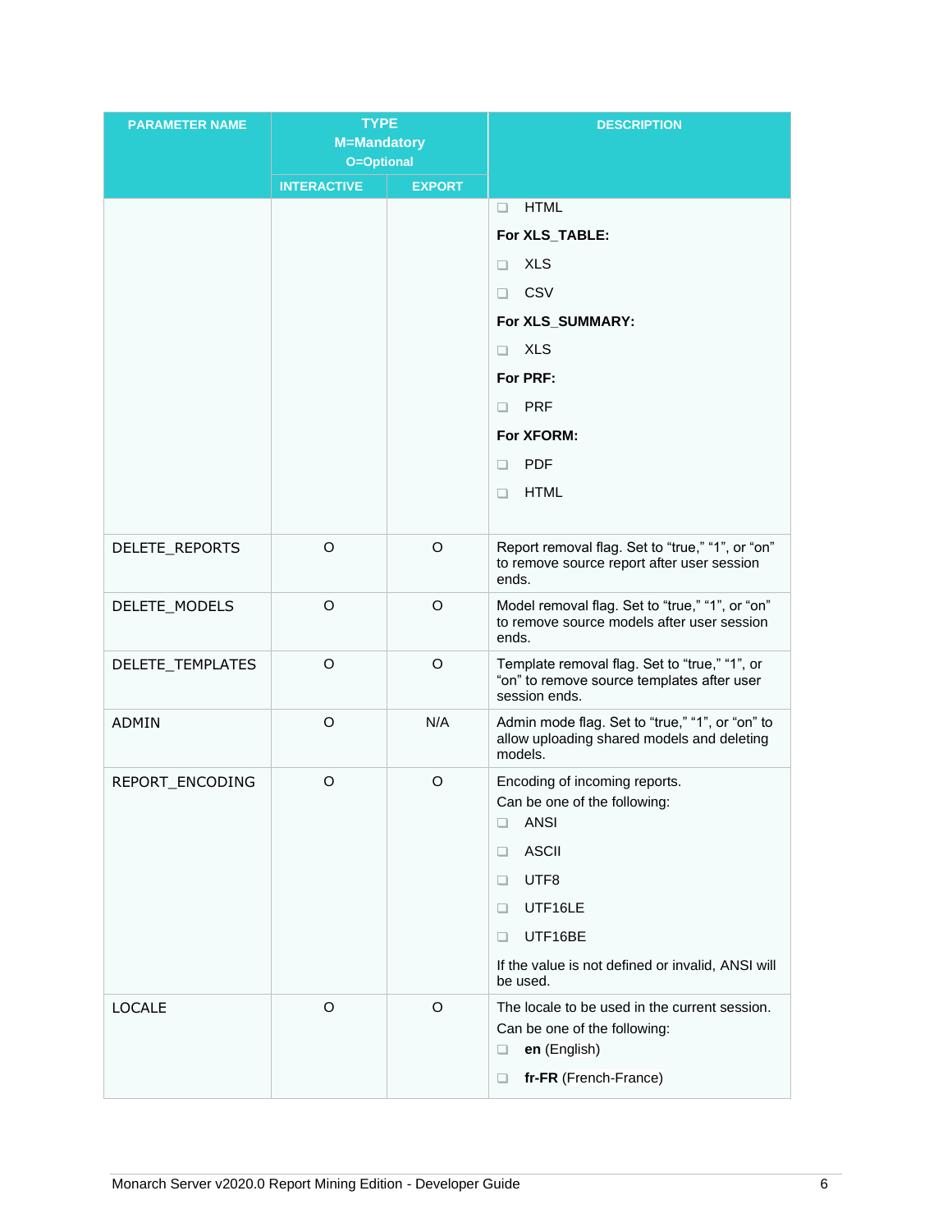| PARAMETER NAME | TYPE M=Mandatory O=Optional | | DESCRIPTION |
|---|---|---|---|
| | INTERACTIVE | EXPORT | |
| | | | ❑ HTML<br>**For XLS_TABLE:**<br>❑ XLS<br>❑ CSV<br>**For XLS_SUMMARY:**<br>❑ XLS<br>**For PRF:**<br>❑ PRF<br>**For XFORM:**<br>❑ PDF<br>❑ HTML |
| DELETE_REPORTS | O | O | Report removal flag. Set to "true," "1", or "on" to remove source report after user session ends. |
| DELETE_MODELS | O | O | Model removal flag. Set to "true," "1", or "on" to remove source models after user session ends. |
| DELETE_TEMPLATES | O | O | Template removal flag. Set to "true," "1", or "on" to remove source templates after user session ends. |
| ADMIN | O | N/A | Admin mode flag. Set to "true," "1", or "on" to allow uploading shared models and deleting models. |
| REPORT_ENCODING | O | O | Encoding of incoming reports.<br>Can be one of the following:<br>❑ ANSI<br>❑ ASCII<br>❑ UTF8<br>❑ UTF16LE<br>❑ UTF16BE<br>If the value is not defined or invalid, ANSI will be used. |
| LOCALE | O | O | The locale to be used in the current session.<br>Can be one of the following:<br>❑ **en** (English)<br>❑ **fr-FR** (French-France) |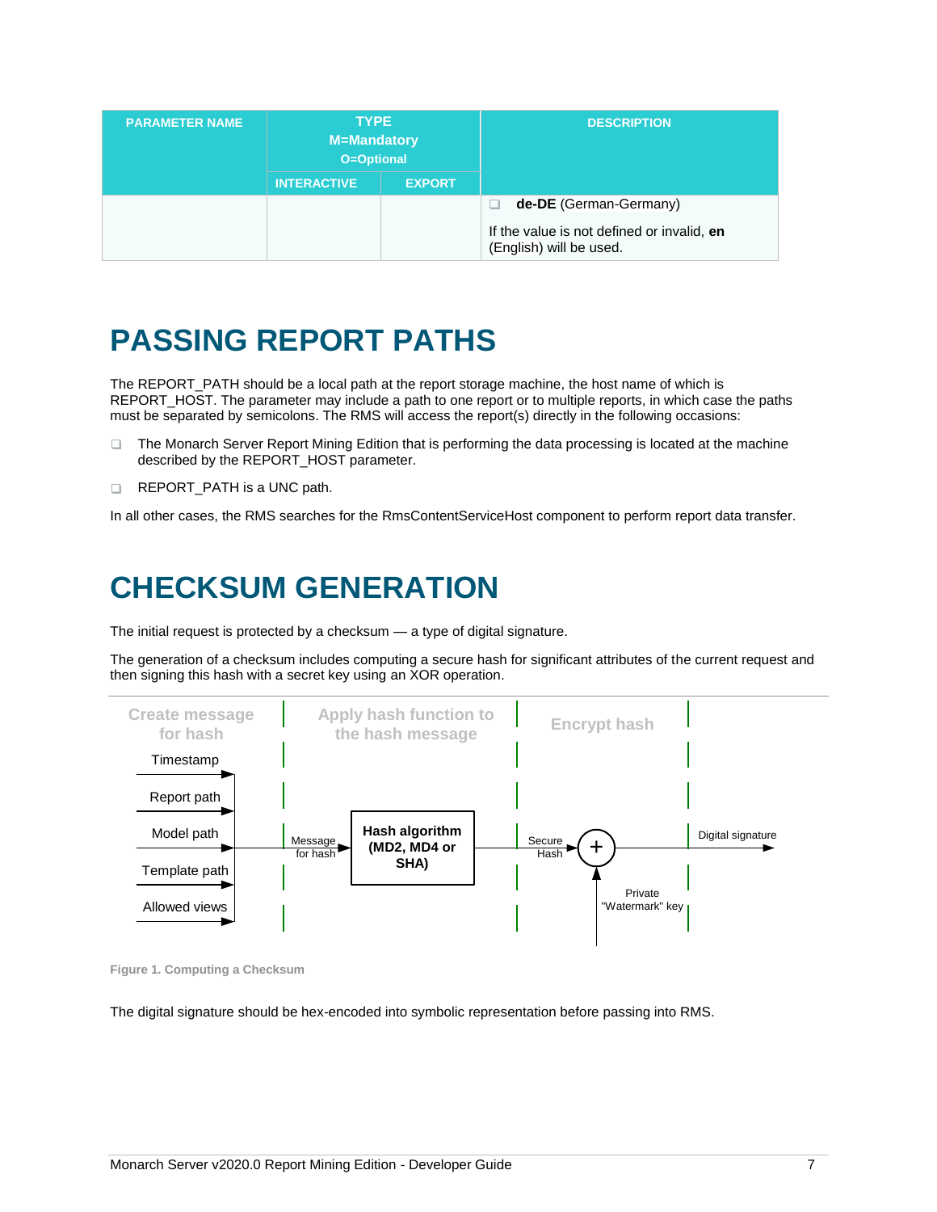| PARAMETER NAME | TYPE M=Mandatory O=Optional | | DESCRIPTION |
|---|---|---|---|
| | INTERACTIVE | EXPORT | |
| | | | - **de-DE** (German-Germany)<br><br>If the value is not defined or invalid, **en** (English) will be used. |

# PASSING REPORT PATHS

The REPORT_PATH should be a local path at the report storage machine, the host name of which is REPORT_HOST. The parameter may include a path to one report or to multiple reports, in which case the paths must be separated by semicolons. The RMS will access the report(s) directly in the following occasions:

- The Monarch Server Report Mining Edition that is performing the data processing is located at the machine described by the REPORT_HOST parameter.
- REPORT_PATH is a UNC path.

In all other cases, the RMS searches for the RmsContentServiceHost component to perform report data transfer.

# CHECKSUM GENERATION

The initial request is protected by a checksum — a type of digital signature.

The generation of a checksum includes computing a secure hash for significant attributes of the current request and then signing this hash with a secret key using an XOR operation.

Figure 1. Computing a Checksum

The digital signature should be hex-encoded into symbolic representation before passing into RMS.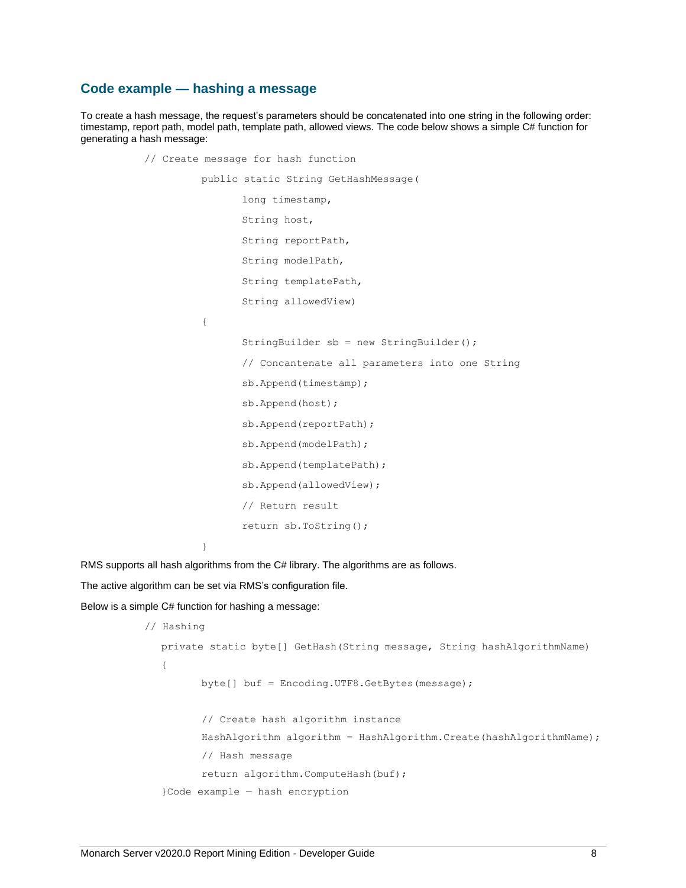## Code example — hashing a message

To create a hash message, the request's parameters should be concatenated into one string in the following order: timestamp, report path, model path, template path, allowed views. The code below shows a simple C# function for generating a hash message:

```
// Create message for hash function
        public static String GetHashMessage(
              long timestamp,
              String host,
              String reportPath,
              String modelPath,
              String templatePath,
              String allowedView)
        {
              StringBuilder sb = new StringBuilder();
              // Concantenate all parameters into one String
              sb.Append(timestamp);
              sb.Append(host);
              sb.Append(reportPath);
              sb.Append(modelPath);
              sb.Append(templatePath);
              sb.Append(allowedView);
              // Return result
              return sb.ToString();
        }
```

RMS supports all hash algorithms from the C# library. The algorithms are as follows.

The active algorithm can be set via RMS's configuration file.

Below is a simple C# function for hashing a message:

```
// Hashing
  private static byte[] GetHash(String message, String hashAlgorithmName)
  {
        byte[] buf = Encoding.UTF8.GetBytes(message);

        // Create hash algorithm instance
        HashAlgorithm algorithm = HashAlgorithm.Create(hashAlgorithmName);
        // Hash message
        return algorithm.ComputeHash(buf);
  }Code example — hash encryption
```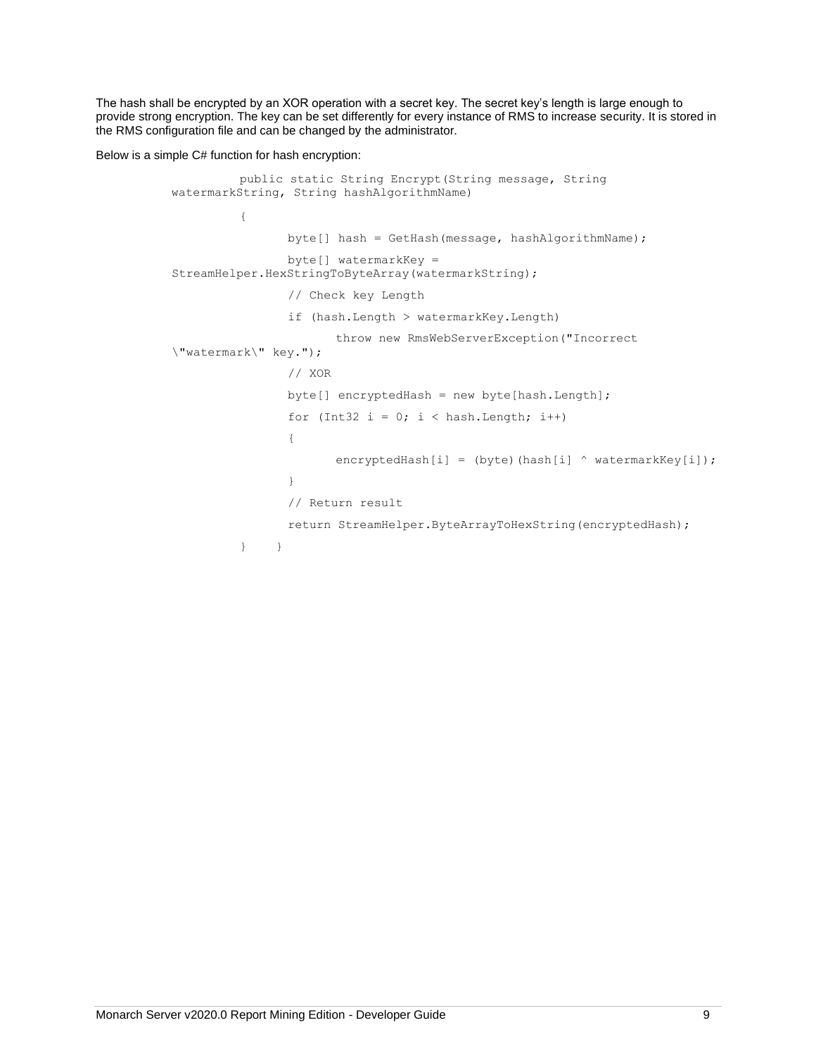The hash shall be encrypted by an XOR operation with a secret key. The secret key's length is large enough to provide strong encryption. The key can be set differently for every instance of RMS to increase security. It is stored in the RMS configuration file and can be changed by the administrator.

Below is a simple C# function for hash encryption:

```
        public static String Encrypt(String message, String watermarkString, String hashAlgorithmName)
        {
                byte[] hash = GetHash(message, hashAlgorithmName);
                byte[] watermarkKey = StreamHelper.HexStringToByteArray(watermarkString);
                // Check key Length
                if (hash.Length > watermarkKey.Length)
                        throw new RmsWebServerException("Incorrect \"watermark\" key.");
                // XOR
                byte[] encryptedHash = new byte[hash.Length];
                for (Int32 i = 0; i < hash.Length; i++)
                {
                        encryptedHash[i] = (byte)(hash[i] ^ watermarkKey[i]);
                }
                // Return result
                return StreamHelper.ByteArrayToHexString(encryptedHash);
        }    }
```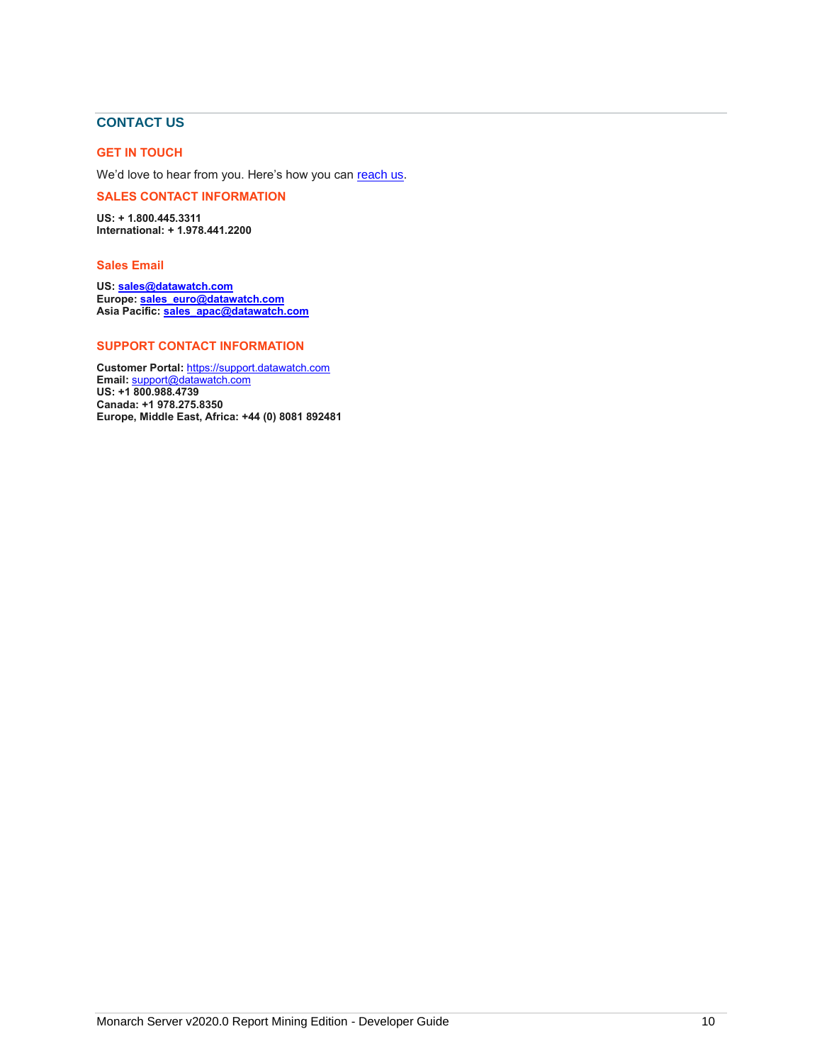## CONTACT US

### GET IN TOUCH

We'd love to hear from you. Here's how you can reach us.

### SALES CONTACT INFORMATION

**US: + 1.800.445.3311**
**International: + 1.978.441.2200**

### Sales Email

**US: sales@datawatch.com**
**Europe: sales_euro@datawatch.com**
**Asia Pacific: sales_apac@datawatch.com**

### SUPPORT CONTACT INFORMATION

**Customer Portal:** https://support.datawatch.com
**Email:** support@datawatch.com
**US: +1 800.988.4739**
**Canada: +1 978.275.8350**
**Europe, Middle East, Africa: +44 (0) 8081 892481**